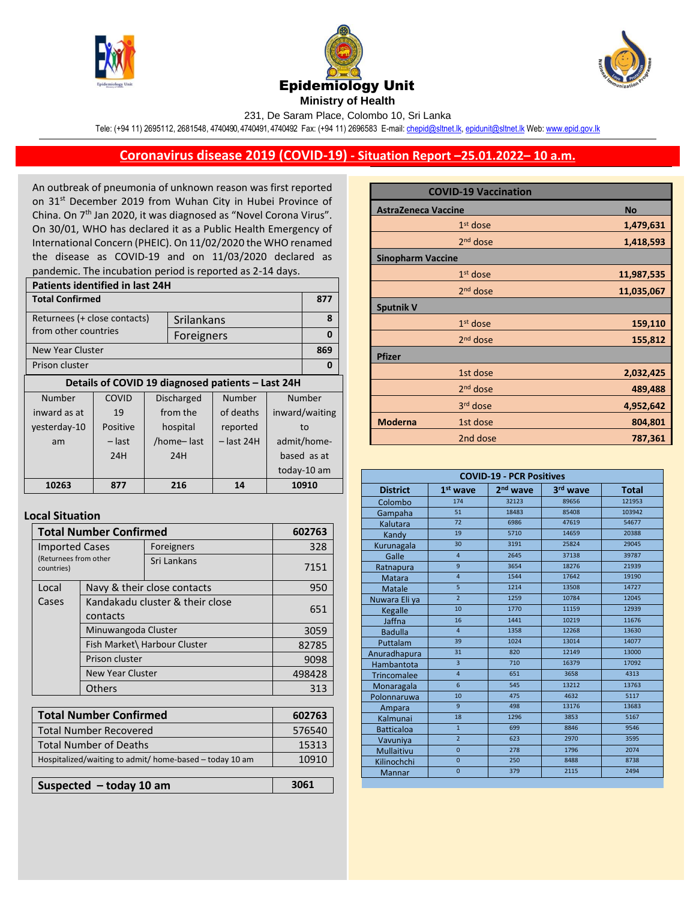# Epidemiology Unit

**Ministry of Health**

231, De Saram Place, Colombo 10, Sri Lanka

Tele: (+94 11) 2695112, 2681548, 4740490, 4740491, 4740492 Fax: (+94 11) 2696583 E-mail: chepid@sltnet.lk, epidunit@sltnet.lk Web: www.epid.gov.lk

## Coronavirus disease 2019 (COVID-19) - Situation Report –25.01.2022– 10 a.m.

An outbreak of pneumonia of unknown reason was first reported on 31st December 2019 from Wuhan City in Hubei Province of China. On 7th Jan 2020, it was diagnosed as "Novel Corona Virus". On 30/01, WHO has declared it as a Public Health Emergency of International Concern (PHEIC). On 11/02/2020 the WHO renamed the disease as COVID-19 and on 11/03/2020 declared as pandemic. The incubation period is reported as 2-14 days.

| Patients identified in last 24H | | |
|---|---|---|
| **Total Confirmed** | | **877** |
| Returnees (+ close contacts) from other countries | Srilankans | 8 |
| | Foreigners | 0 |
| New Year Cluster | | 869 |
| Prison cluster | | 0 |

**Details of COVID 19 diagnosed patients – Last 24H**

| Number inward as at yesterday-10 am | COVID 19 Positive – last 24H | Discharged from the hospital /home– last 24H | Number of deaths reported – last 24H | Number inward/waiting to admit/home-based as at today-10 am |
|---|---|---|---|---|
| **10263** | **877** | **216** | **14** | **10910** |

### Local Situation

| **Total Number Confirmed** | | **602763** |
|---|---|---|
| Imported Cases (Returnees from other countries) | Foreigners | 328 |
| | Sri Lankans | 7151 |
| Local Cases | Navy & their close contacts | 950 |
| | Kandakadu cluster & their close contacts | 651 |
| | Minuwangoda Cluster | 3059 |
| | Fish Market\ Harbour Cluster | 82785 |
| | Prison cluster | 9098 |
| | New Year Cluster | 498428 |
| | Others | 313 |

| **Total Number Confirmed** | **602763** |
|---|---|
| Total Number Recovered | 576540 |
| Total Number of Deaths | 15313 |
| Hospitalized/waiting to admit/ home-based – today 10 am | 10910 |

| **Suspected – today 10 am** | **3061** |
|---|---|

| **COVID-19 Vaccination** | | |
|---|---|---|
| **AstraZeneca Vaccine** | | **No** |
| | 1st dose | **1,479,631** |
| | 2nd dose | **1,418,593** |
| **Sinopharm Vaccine** | | |
| | 1st dose | **11,987,535** |
| | 2nd dose | **11,035,067** |
| **Sputnik V** | | |
| | 1st dose | **159,110** |
| | 2nd dose | **155,812** |
| **Pfizer** | | |
| | 1st dose | **2,032,425** |
| | 2nd dose | **489,488** |
| | 3rd dose | **4,952,642** |
| **Moderna** | 1st dose | **804,801** |
| | 2nd dose | **787,361** |

**COVID-19 - PCR Positives**

| District | 1st wave | 2nd wave | 3rd wave | Total |
|---|---|---|---|---|
| Colombo | 174 | 32123 | 89656 | 121953 |
| Gampaha | 51 | 18483 | 85408 | 103942 |
| Kalutara | 72 | 6986 | 47619 | 54677 |
| Kandy | 19 | 5710 | 14659 | 20388 |
| Kurunagala | 30 | 3191 | 25824 | 29045 |
| Galle | 4 | 2645 | 37138 | 39787 |
| Ratnapura | 9 | 3654 | 18276 | 21939 |
| Matara | 4 | 1544 | 17642 | 19190 |
| Matale | 5 | 1214 | 13508 | 14727 |
| Nuwara Eli ya | 2 | 1259 | 10784 | 12045 |
| Kegalle | 10 | 1770 | 11159 | 12939 |
| Jaffna | 16 | 1441 | 10219 | 11676 |
| Badulla | 4 | 1358 | 12268 | 13630 |
| Puttalam | 39 | 1024 | 13014 | 14077 |
| Anuradhapura | 31 | 820 | 12149 | 13000 |
| Hambantota | 3 | 710 | 16379 | 17092 |
| Trincomalee | 4 | 651 | 3658 | 4313 |
| Monaragala | 6 | 545 | 13212 | 13763 |
| Polonnaruwa | 10 | 475 | 4632 | 5117 |
| Ampara | 9 | 498 | 13176 | 13683 |
| Kalmunai | 18 | 1296 | 3853 | 5167 |
| Batticaloa | 1 | 699 | 8846 | 9546 |
| Vavuniya | 2 | 623 | 2970 | 3595 |
| Mullaitivu | 0 | 278 | 1796 | 2074 |
| Kilinochchi | 0 | 250 | 8488 | 8738 |
| Mannar | 0 | 379 | 2115 | 2494 |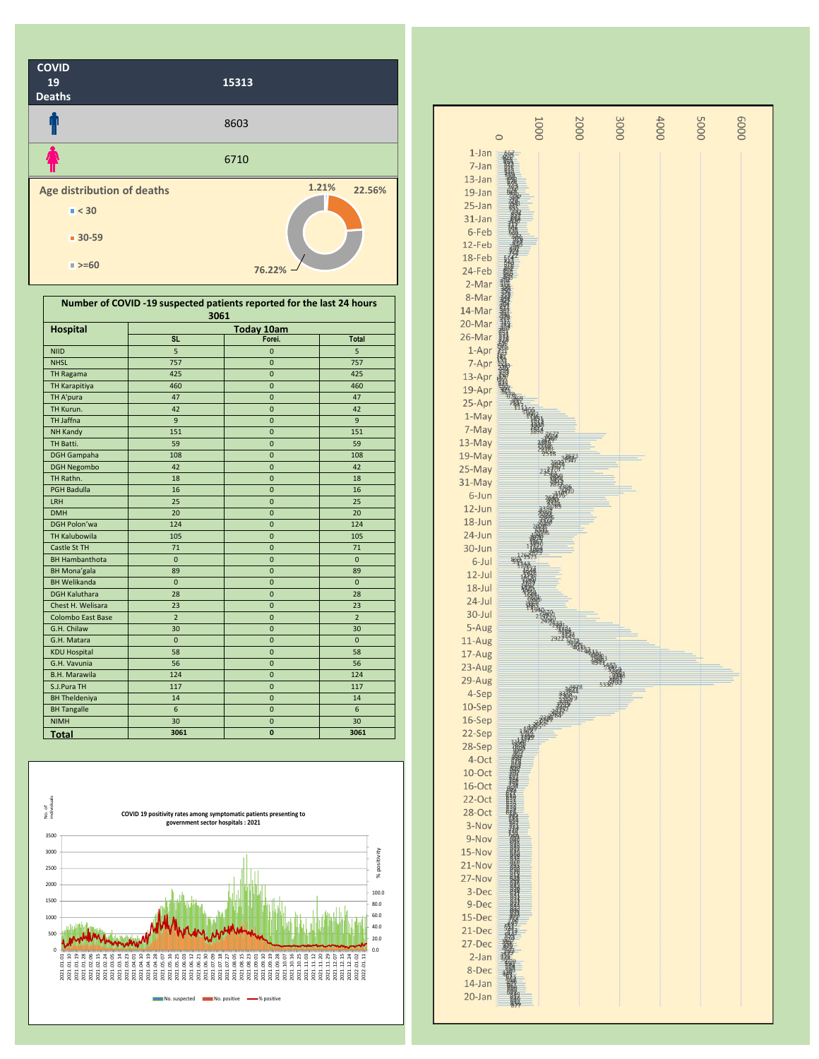| COVID 19 Deaths | 15313 |
|---|---|
| Male | 8603 |
| Female | 6710 |

## Age distribution of deaths

- < 30
- 30-59
- >=60

1.21%
22.56%
76.22%

| Number of COVID -19 suspected patients reported for the last 24 hours 3061 | | | |
|---|---|---|---|
| Hospital | Today 10am | | |
| | SL | Forei. | Total |
| NIID | 5 | 0 | 5 |
| NHSL | 757 | 0 | 757 |
| TH Ragama | 425 | 0 | 425 |
| TH Karapitiya | 460 | 0 | 460 |
| TH A'pura | 47 | 0 | 47 |
| TH Kurun. | 42 | 0 | 42 |
| TH Jaffna | 9 | 0 | 9 |
| NH Kandy | 151 | 0 | 151 |
| TH Batti. | 59 | 0 | 59 |
| DGH Gampaha | 108 | 0 | 108 |
| DGH Negombo | 42 | 0 | 42 |
| TH Rathn. | 18 | 0 | 18 |
| PGH Badulla | 16 | 0 | 16 |
| LRH | 25 | 0 | 25 |
| DMH | 20 | 0 | 20 |
| DGH Polon'wa | 124 | 0 | 124 |
| TH Kalubowila | 105 | 0 | 105 |
| Castle St TH | 71 | 0 | 71 |
| BH Hambanthota | 0 | 0 | 0 |
| BH Mona'gala | 89 | 0 | 89 |
| BH Welikanda | 0 | 0 | 0 |
| DGH Kaluthara | 28 | 0 | 28 |
| Chest H. Welisara | 23 | 0 | 23 |
| Colombo East Base | 2 | 0 | 2 |
| G.H. Chilaw | 30 | 0 | 30 |
| G.H. Matara | 0 | 0 | 0 |
| KDU Hospital | 58 | 0 | 58 |
| G.H. Vavunia | 56 | 0 | 56 |
| B.H. Marawila | 124 | 0 | 124 |
| S.J.Pura TH | 117 | 0 | 117 |
| BH Theldeniya | 14 | 0 | 14 |
| BH Tangalle | 6 | 0 | 6 |
| NIMH | 30 | 0 | 30 |
| **Total** | **3061** | **0** | **3061** |

COVID 19 positivity rates among symptomatic patients presenting to government sector hospitals : 2021

No. of individuals

% positivity

No. suspected
No. positive
% positive